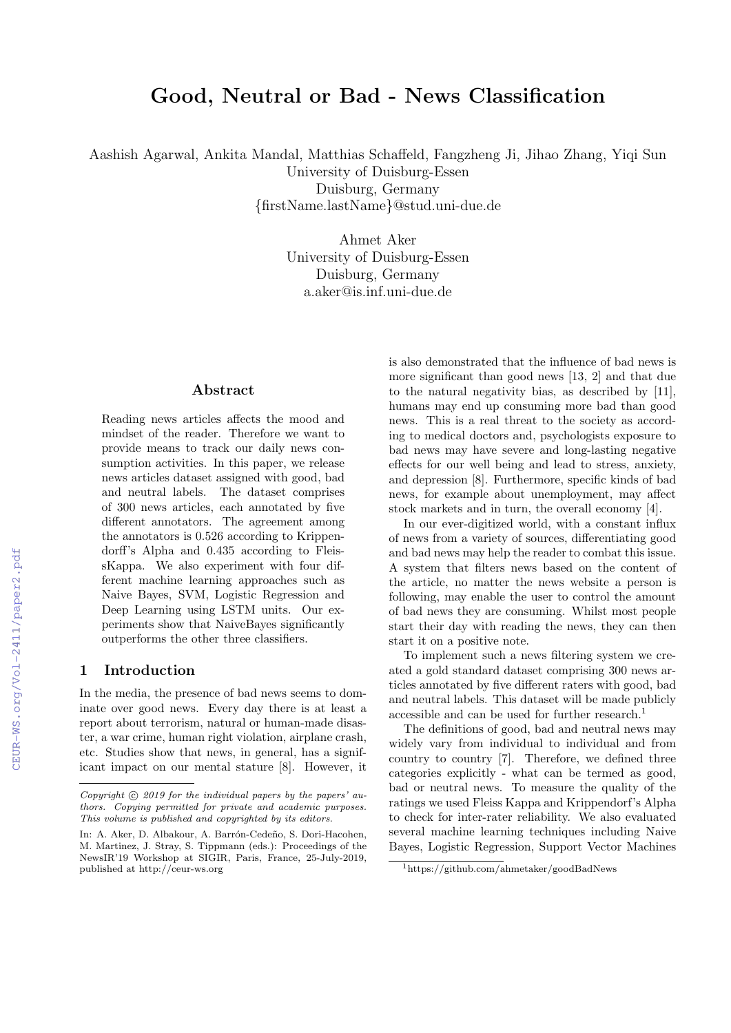# Good, Neutral or Bad - News Classification

Aashish Agarwal, Ankita Mandal, Matthias Schaffeld, Fangzheng Ji, Jihao Zhang, Yiqi Sun
University of Duisburg-Essen
Duisburg, Germany
{firstName.lastName}@stud.uni-due.de

Ahmet Aker
University of Duisburg-Essen
Duisburg, Germany
a.aker@is.inf.uni-due.de

## Abstract

Reading news articles affects the mood and mindset of the reader. Therefore we want to provide means to track our daily news consumption activities. In this paper, we release news articles dataset assigned with good, bad and neutral labels. The dataset comprises of 300 news articles, each annotated by five different annotators. The agreement among the annotators is 0.526 according to Krippendorff's Alpha and 0.435 according to FleissKappa. We also experiment with four different machine learning approaches such as Naive Bayes, SVM, Logistic Regression and Deep Learning using LSTM units. Our experiments show that NaiveBayes significantly outperforms the other three classifiers.

## 1 Introduction

In the media, the presence of bad news seems to dominate over good news. Every day there is at least a report about terrorism, natural or human-made disaster, a war crime, human right violation, airplane crash, etc. Studies show that news, in general, has a significant impact on our mental stature [8]. However, it is also demonstrated that the influence of bad news is more significant than good news [13, 2] and that due to the natural negativity bias, as described by [11], humans may end up consuming more bad than good news. This is a real threat to the society as according to medical doctors and, psychologists exposure to bad news may have severe and long-lasting negative effects for our well being and lead to stress, anxiety, and depression [8]. Furthermore, specific kinds of bad news, for example about unemployment, may affect stock markets and in turn, the overall economy [4].

In our ever-digitized world, with a constant influx of news from a variety of sources, differentiating good and bad news may help the reader to combat this issue. A system that filters news based on the content of the article, no matter the news website a person is following, may enable the user to control the amount of bad news they are consuming. Whilst most people start their day with reading the news, they can then start it on a positive note.

To implement such a news filtering system we created a gold standard dataset comprising 300 news articles annotated by five different raters with good, bad and neutral labels. This dataset will be made publicly accessible and can be used for further research.[1]

The definitions of good, bad and neutral news may widely vary from individual to individual and from country to country [7]. Therefore, we defined three categories explicitly - what can be termed as good, bad or neutral news. To measure the quality of the ratings we used Fleiss Kappa and Krippendorf's Alpha to check for inter-rater reliability. We also evaluated several machine learning techniques including Naive Bayes, Logistic Regression, Support Vector Machines

*Copyright © 2019 for the individual papers by the papers' authors. Copying permitted for private and academic purposes. This volume is published and copyrighted by its editors.*

In: A. Aker, D. Albakour, A. Barrón-Cedeño, S. Dori-Hacohen, M. Martinez, J. Stray, S. Tippmann (eds.): Proceedings of the NewsIR'19 Workshop at SIGIR, Paris, France, 25-July-2019, published at http://ceur-ws.org

[1] https://github.com/ahmetaker/goodBadNews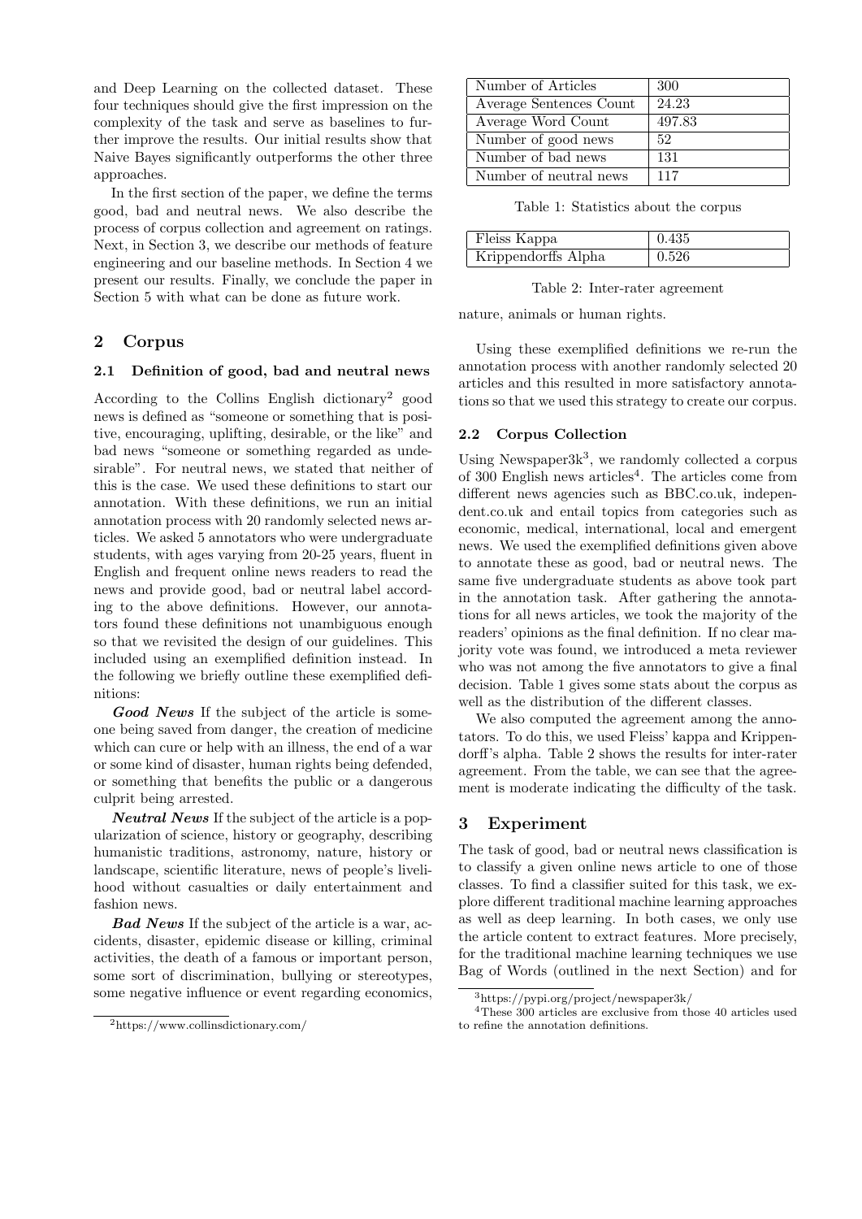and Deep Learning on the collected dataset. These four techniques should give the first impression on the complexity of the task and serve as baselines to further improve the results. Our initial results show that Naive Bayes significantly outperforms the other three approaches.

In the first section of the paper, we define the terms good, bad and neutral news. We also describe the process of corpus collection and agreement on ratings. Next, in Section 3, we describe our methods of feature engineering and our baseline methods. In Section 4 we present our results. Finally, we conclude the paper in Section 5 with what can be done as future work.

## 2 Corpus

### 2.1 Definition of good, bad and neutral news

According to the Collins English dictionary[2] good news is defined as "someone or something that is positive, encouraging, uplifting, desirable, or the like" and bad news "someone or something regarded as undesirable". For neutral news, we stated that neither of this is the case. We used these definitions to start our annotation. With these definitions, we run an initial annotation process with 20 randomly selected news articles. We asked 5 annotators who were undergraduate students, with ages varying from 20-25 years, fluent in English and frequent online news readers to read the news and provide good, bad or neutral label according to the above definitions. However, our annotators found these definitions not unambiguous enough so that we revisited the design of our guidelines. This included using an exemplified definition instead. In the following we briefly outline these exemplified definitions:

***Good News*** If the subject of the article is someone being saved from danger, the creation of medicine which can cure or help with an illness, the end of a war or some kind of disaster, human rights being defended, or something that benefits the public or a dangerous culprit being arrested.

***Neutral News*** If the subject of the article is a popularization of science, history or geography, describing humanistic traditions, astronomy, nature, history or landscape, scientific literature, news of people's livelihood without casualties or daily entertainment and fashion news.

***Bad News*** If the subject of the article is a war, accidents, disaster, epidemic disease or killing, criminal activities, the death of a famous or important person, some sort of discrimination, bullying or stereotypes, some negative influence or event regarding economics, nature, animals or human rights.

[2]https://www.collinsdictionary.com/

| Number of Articles | 300 |
|---|---|
| Average Sentences Count | 24.23 |
| Average Word Count | 497.83 |
| Number of good news | 52 |
| Number of bad news | 131 |
| Number of neutral news | 117 |

Table 1: Statistics about the corpus

| Fleiss Kappa | 0.435 |
|---|---|
| Krippendorffs Alpha | 0.526 |

Table 2: Inter-rater agreement

Using these exemplified definitions we re-run the annotation process with another randomly selected 20 articles and this resulted in more satisfactory annotations so that we used this strategy to create our corpus.

### 2.2 Corpus Collection

Using Newspaper3k[3], we randomly collected a corpus of 300 English news articles[4]. The articles come from different news agencies such as BBC.co.uk, independent.co.uk and entail topics from categories such as economic, medical, international, local and emergent news. We used the exemplified definitions given above to annotate these as good, bad or neutral news. The same five undergraduate students as above took part in the annotation task. After gathering the annotations for all news articles, we took the majority of the readers' opinions as the final definition. If no clear majority vote was found, we introduced a meta reviewer who was not among the five annotators to give a final decision. Table 1 gives some stats about the corpus as well as the distribution of the different classes.

We also computed the agreement among the annotators. To do this, we used Fleiss' kappa and Krippendorff's alpha. Table 2 shows the results for inter-rater agreement. From the table, we can see that the agreement is moderate indicating the difficulty of the task.

## 3 Experiment

The task of good, bad or neutral news classification is to classify a given online news article to one of those classes. To find a classifier suited for this task, we explore different traditional machine learning approaches as well as deep learning. In both cases, we only use the article content to extract features. More precisely, for the traditional machine learning techniques we use Bag of Words (outlined in the next Section) and for

[3]https://pypi.org/project/newspaper3k/

[4]These 300 articles are exclusive from those 40 articles used to refine the annotation definitions.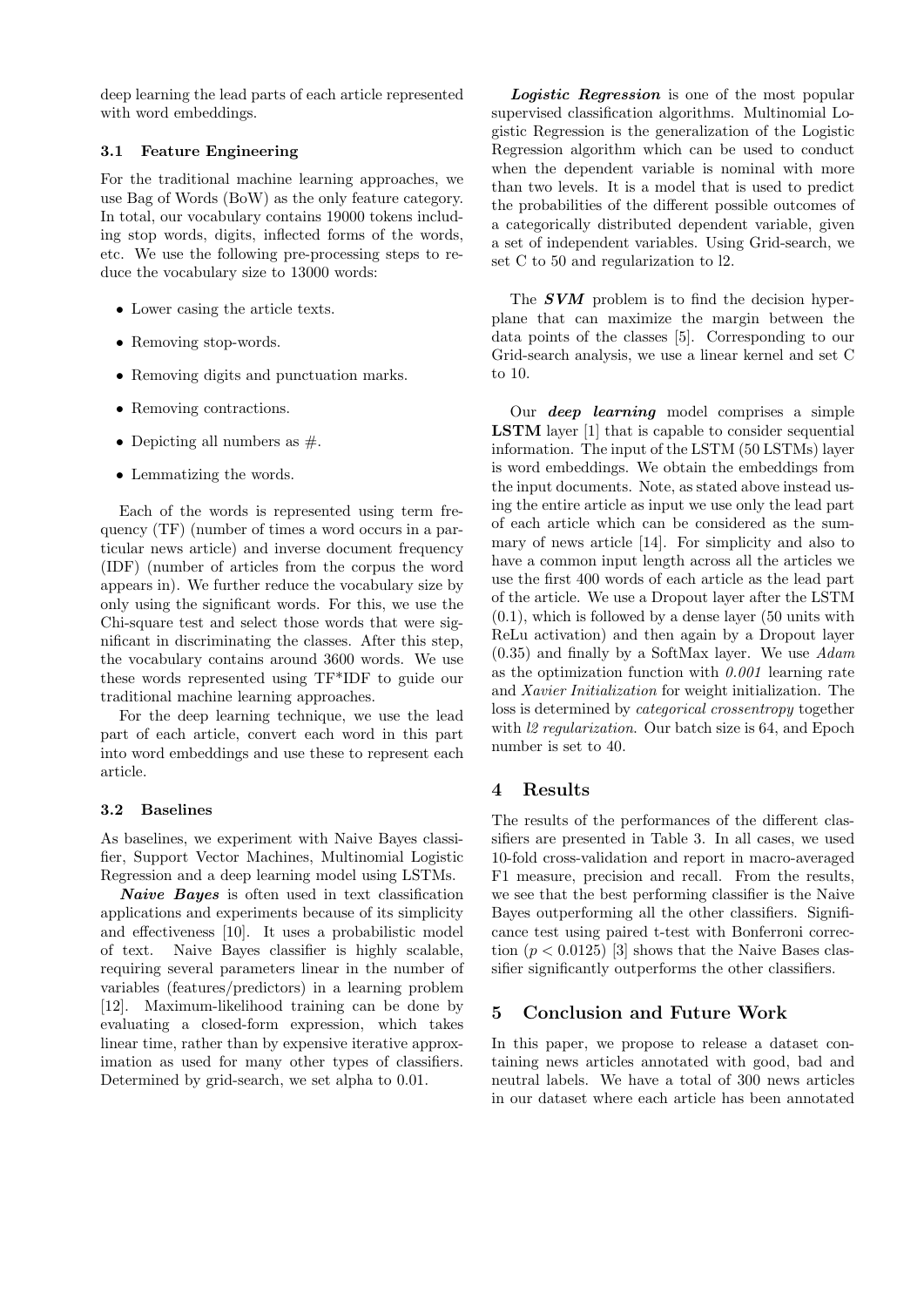deep learning the lead parts of each article represented with word embeddings.

### 3.1 Feature Engineering

For the traditional machine learning approaches, we use Bag of Words (BoW) as the only feature category. In total, our vocabulary contains 19000 tokens including stop words, digits, inflected forms of the words, etc. We use the following pre-processing steps to reduce the vocabulary size to 13000 words:

- Lower casing the article texts.
- Removing stop-words.
- Removing digits and punctuation marks.
- Removing contractions.
- Depicting all numbers as #.
- Lemmatizing the words.

Each of the words is represented using term frequency (TF) (number of times a word occurs in a particular news article) and inverse document frequency (IDF) (number of articles from the corpus the word appears in). We further reduce the vocabulary size by only using the significant words. For this, we use the Chi-square test and select those words that were significant in discriminating the classes. After this step, the vocabulary contains around 3600 words. We use these words represented using TF*IDF to guide our traditional machine learning approaches.

For the deep learning technique, we use the lead part of each article, convert each word in this part into word embeddings and use these to represent each article.

### 3.2 Baselines

As baselines, we experiment with Naive Bayes classifier, Support Vector Machines, Multinomial Logistic Regression and a deep learning model using LSTMs.

***Naive Bayes*** is often used in text classification applications and experiments because of its simplicity and effectiveness [10]. It uses a probabilistic model of text. Naive Bayes classifier is highly scalable, requiring several parameters linear in the number of variables (features/predictors) in a learning problem [12]. Maximum-likelihood training can be done by evaluating a closed-form expression, which takes linear time, rather than by expensive iterative approximation as used for many other types of classifiers. Determined by grid-search, we set alpha to 0.01.

***Logistic Regression*** is one of the most popular supervised classification algorithms. Multinomial Logistic Regression is the generalization of the Logistic Regression algorithm which can be used to conduct when the dependent variable is nominal with more than two levels. It is a model that is used to predict the probabilities of the different possible outcomes of a categorically distributed dependent variable, given a set of independent variables. Using Grid-search, we set C to 50 and regularization to l2.

The ***SVM*** problem is to find the decision hyperplane that can maximize the margin between the data points of the classes [5]. Corresponding to our Grid-search analysis, we use a linear kernel and set C to 10.

Our ***deep learning*** model comprises a simple **LSTM** layer [1] that is capable to consider sequential information. The input of the LSTM (50 LSTMs) layer is word embeddings. We obtain the embeddings from the input documents. Note, as stated above instead using the entire article as input we use only the lead part of each article which can be considered as the summary of news article [14]. For simplicity and also to have a common input length across all the articles we use the first 400 words of each article as the lead part of the article. We use a Dropout layer after the LSTM (0.1), which is followed by a dense layer (50 units with ReLu activation) and then again by a Dropout layer (0.35) and finally by a SoftMax layer. We use *Adam* as the optimization function with *0.001* learning rate and *Xavier Initialization* for weight initialization. The loss is determined by *categorical crossentropy* together with *l2 regularization*. Our batch size is 64, and Epoch number is set to 40.

## 4 Results

The results of the performances of the different classifiers are presented in Table 3. In all cases, we used 10-fold cross-validation and report in macro-averaged F1 measure, precision and recall. From the results, we see that the best performing classifier is the Naive Bayes outperforming all the other classifiers. Significance test using paired t-test with Bonferroni correction ($p < 0.0125$) [3] shows that the Naive Bases classifier significantly outperforms the other classifiers.

## 5 Conclusion and Future Work

In this paper, we propose to release a dataset containing news articles annotated with good, bad and neutral labels. We have a total of 300 news articles in our dataset where each article has been annotated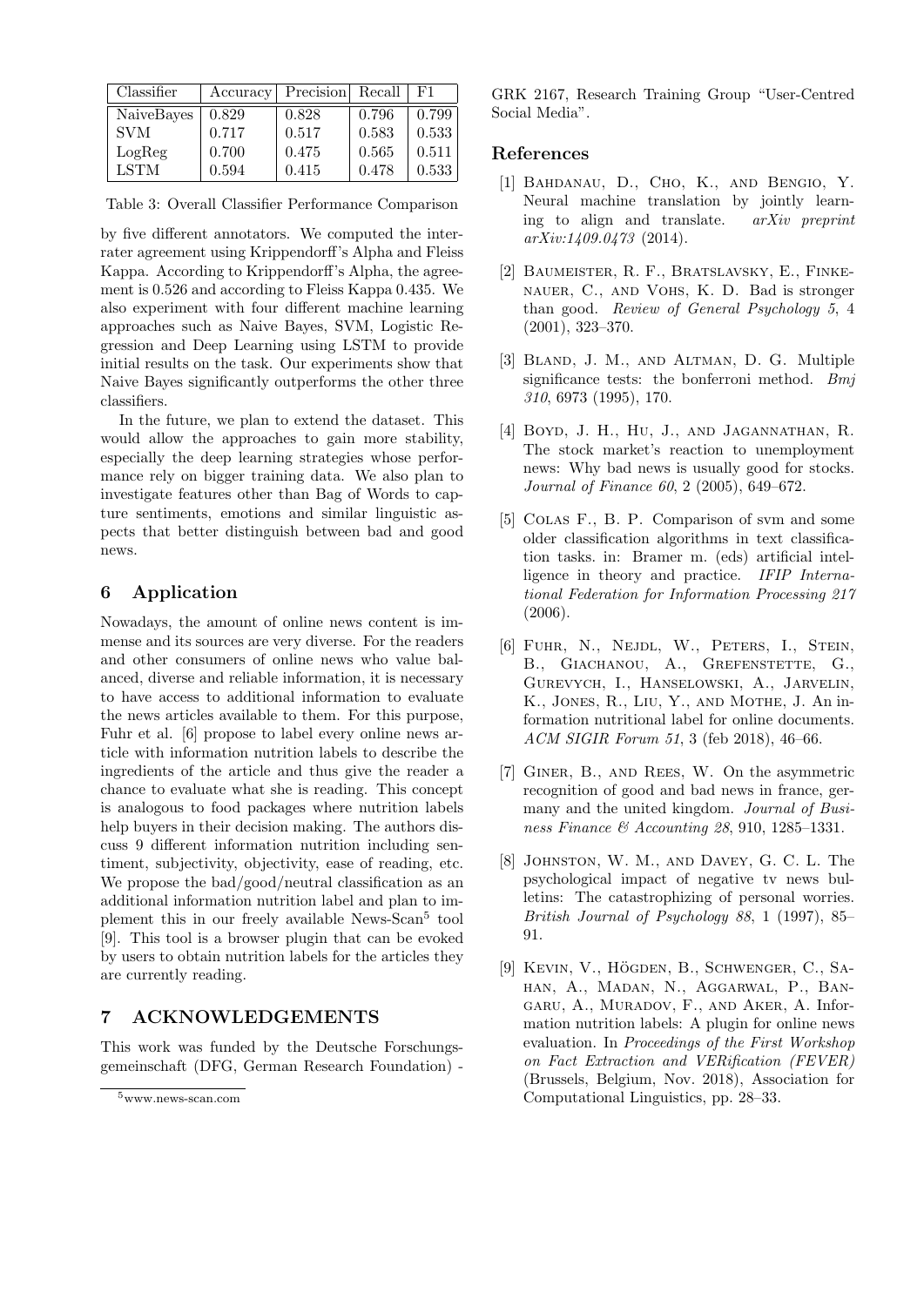| Classifier | Accuracy | Precision | Recall | F1 |
|---|---|---|---|---|
| NaiveBayes | 0.829 | 0.828 | 0.796 | 0.799 |
| SVM | 0.717 | 0.517 | 0.583 | 0.533 |
| LogReg | 0.700 | 0.475 | 0.565 | 0.511 |
| LSTM | 0.594 | 0.415 | 0.478 | 0.533 |

Table 3: Overall Classifier Performance Comparison

by five different annotators. We computed the inter-rater agreement using Krippendorff's Alpha and Fleiss Kappa. According to Krippendorff's Alpha, the agreement is 0.526 and according to Fleiss Kappa 0.435. We also experiment with four different machine learning approaches such as Naive Bayes, SVM, Logistic Regression and Deep Learning using LSTM to provide initial results on the task. Our experiments show that Naive Bayes significantly outperforms the other three classifiers.

In the future, we plan to extend the dataset. This would allow the approaches to gain more stability, especially the deep learning strategies whose performance rely on bigger training data. We also plan to investigate features other than Bag of Words to capture sentiments, emotions and similar linguistic aspects that better distinguish between bad and good news.

## 6 Application

Nowadays, the amount of online news content is immense and its sources are very diverse. For the readers and other consumers of online news who value balanced, diverse and reliable information, it is necessary to have access to additional information to evaluate the news articles available to them. For this purpose, Fuhr et al. [6] propose to label every online news article with information nutrition labels to describe the ingredients of the article and thus give the reader a chance to evaluate what she is reading. This concept is analogous to food packages where nutrition labels help buyers in their decision making. The authors discuss 9 different information nutrition including sentiment, subjectivity, objectivity, ease of reading, etc. We propose the bad/good/neutral classification as an additional information nutrition label and plan to implement this in our freely available News-Scan[5] tool [9]. This tool is a browser plugin that can be evoked by users to obtain nutrition labels for the articles they are currently reading.

## 7 ACKNOWLEDGEMENTS

This work was funded by the Deutsche Forschungsgemeinschaft (DFG, German Research Foundation) - GRK 2167, Research Training Group "User-Centred Social Media".

[5] www.news-scan.com

## References

[1] Bahdanau, D., Cho, K., and Bengio, Y. Neural machine translation by jointly learning to align and translate. *arXiv preprint arXiv:1409.0473* (2014).

[2] Baumeister, R. F., Bratslavsky, E., Finkenauer, C., and Vohs, K. D. Bad is stronger than good. *Review of General Psychology 5*, 4 (2001), 323–370.

[3] Bland, J. M., and Altman, D. G. Multiple significance tests: the bonferroni method. *Bmj 310*, 6973 (1995), 170.

[4] Boyd, J. H., Hu, J., and Jagannathan, R. The stock market's reaction to unemployment news: Why bad news is usually good for stocks. *Journal of Finance 60*, 2 (2005), 649–672.

[5] Colas F., B. P. Comparison of svm and some older classification algorithms in text classification tasks. in: Bramer m. (eds) artificial intelligence in theory and practice. *IFIP International Federation for Information Processing 217* (2006).

[6] Fuhr, N., Nejdl, W., Peters, I., Stein, B., Giachanou, A., Grefenstette, G., Gurevych, I., Hanselowski, A., Jarvelin, K., Jones, R., Liu, Y., and Mothe, J. An information nutritional label for online documents. *ACM SIGIR Forum 51*, 3 (feb 2018), 46–66.

[7] Giner, B., and Rees, W. On the asymmetric recognition of good and bad news in france, germany and the united kingdom. *Journal of Business Finance & Accounting 28*, 910, 1285–1331.

[8] Johnston, W. M., and Davey, G. C. L. The psychological impact of negative tv news bulletins: The catastrophizing of personal worries. *British Journal of Psychology 88*, 1 (1997), 85–91.

[9] Kevin, V., Högden, B., Schwenger, C., Sahan, A., Madan, N., Aggarwal, P., Bangaru, A., Muradov, F., and Aker, A. Information nutrition labels: A plugin for online news evaluation. In *Proceedings of the First Workshop on Fact Extraction and VERification (FEVER)* (Brussels, Belgium, Nov. 2018), Association for Computational Linguistics, pp. 28–33.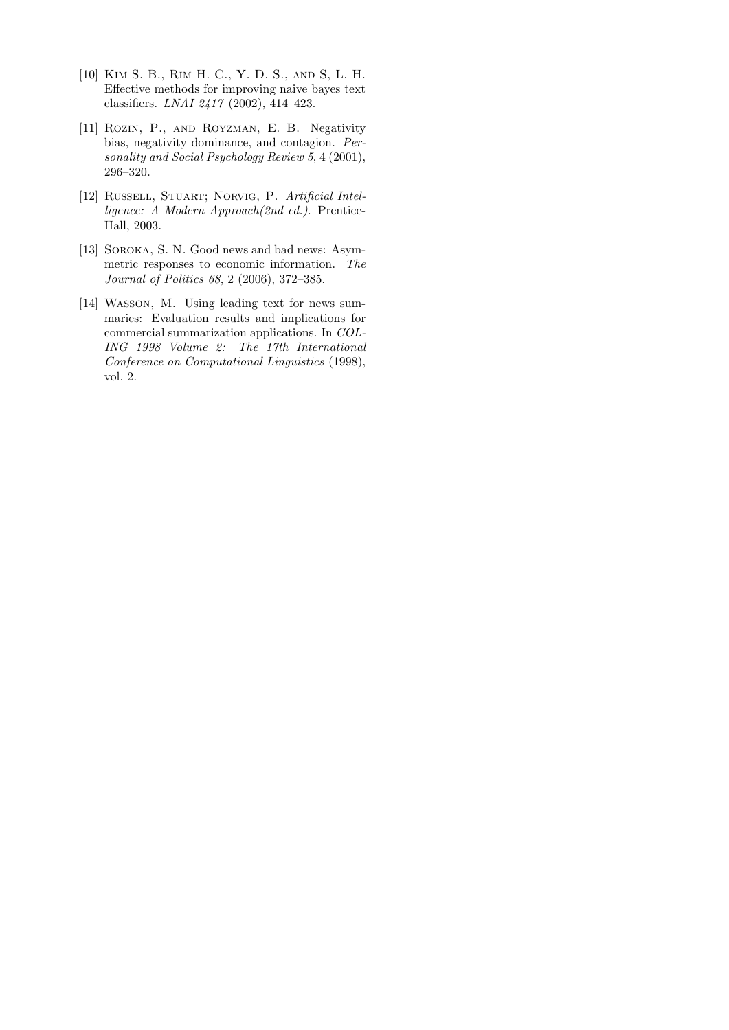[10] Kim S. B., Rim H. C., Y. D. S., and S, L. H. Effective methods for improving naive bayes text classifiers. *LNAI 2417* (2002), 414–423.

[11] Rozin, P., and Royzman, E. B. Negativity bias, negativity dominance, and contagion. *Personality and Social Psychology Review 5*, 4 (2001), 296–320.

[12] Russell, Stuart; Norvig, P. *Artificial Intelligence: A Modern Approach(2nd ed.)*. Prentice-Hall, 2003.

[13] Soroka, S. N. Good news and bad news: Asymmetric responses to economic information. *The Journal of Politics 68*, 2 (2006), 372–385.

[14] Wasson, M. Using leading text for news summaries: Evaluation results and implications for commercial summarization applications. In *COLING 1998 Volume 2: The 17th International Conference on Computational Linguistics* (1998), vol. 2.